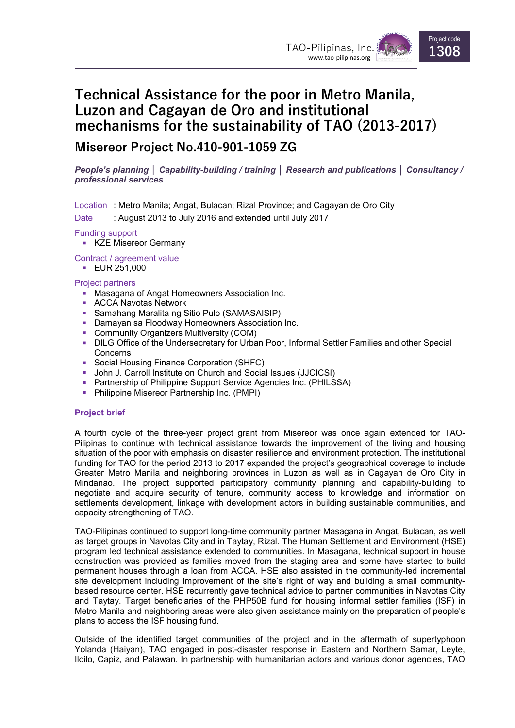TAO-Pilipinas, Inc.
www.tao-pilipinas.org

Project code
**1308**

# Technical Assistance for the poor in Metro Manila, Luzon and Cagayan de Oro and institutional mechanisms for the sustainability of TAO (2013-2017)

## Misereor Project No.410-901-1059 ZG

***People's planning*** | ***Capability-building / training*** | ***Research and publications*** | ***Consultancy / professional services***

Location : Metro Manila; Angat, Bulacan; Rizal Province; and Cagayan de Oro City

Date : August 2013 to July 2016 and extended until July 2017

Funding support

- KZE Misereor Germany

Contract / agreement value

- EUR 251,000

Project partners

- Masagana of Angat Homeowners Association Inc.
- ACCA Navotas Network
- Samahang Maralita ng Sitio Pulo (SAMASAISIP)
- Damayan sa Floodway Homeowners Association Inc.
- Community Organizers Multiversity (COM)
- DILG Office of the Undersecretary for Urban Poor, Informal Settler Families and other Special Concerns
- Social Housing Finance Corporation (SHFC)
- John J. Carroll Institute on Church and Social Issues (JJCICSI)
- Partnership of Philippine Support Service Agencies Inc. (PHILSSA)
- Philippine Misereor Partnership Inc. (PMPI)

### Project brief

A fourth cycle of the three-year project grant from Misereor was once again extended for TAO-Pilipinas to continue with technical assistance towards the improvement of the living and housing situation of the poor with emphasis on disaster resilience and environment protection. The institutional funding for TAO for the period 2013 to 2017 expanded the project's geographical coverage to include Greater Metro Manila and neighboring provinces in Luzon as well as in Cagayan de Oro City in Mindanao. The project supported participatory community planning and capability-building to negotiate and acquire security of tenure, community access to knowledge and information on settlements development, linkage with development actors in building sustainable communities, and capacity strengthening of TAO.

TAO-Pilipinas continued to support long-time community partner Masagana in Angat, Bulacan, as well as target groups in Navotas City and in Taytay, Rizal. The Human Settlement and Environment (HSE) program led technical assistance extended to communities. In Masagana, technical support in house construction was provided as families moved from the staging area and some have started to build permanent houses through a loan from ACCA. HSE also assisted in the community-led incremental site development including improvement of the site's right of way and building a small community-based resource center. HSE recurrently gave technical advice to partner communities in Navotas City and Taytay. Target beneficiaries of the PHP50B fund for housing informal settler families (ISF) in Metro Manila and neighboring areas were also given assistance mainly on the preparation of people's plans to access the ISF housing fund.

Outside of the identified target communities of the project and in the aftermath of supertyphoon Yolanda (Haiyan), TAO engaged in post-disaster response in Eastern and Northern Samar, Leyte, Iloilo, Capiz, and Palawan. In partnership with humanitarian actors and various donor agencies, TAO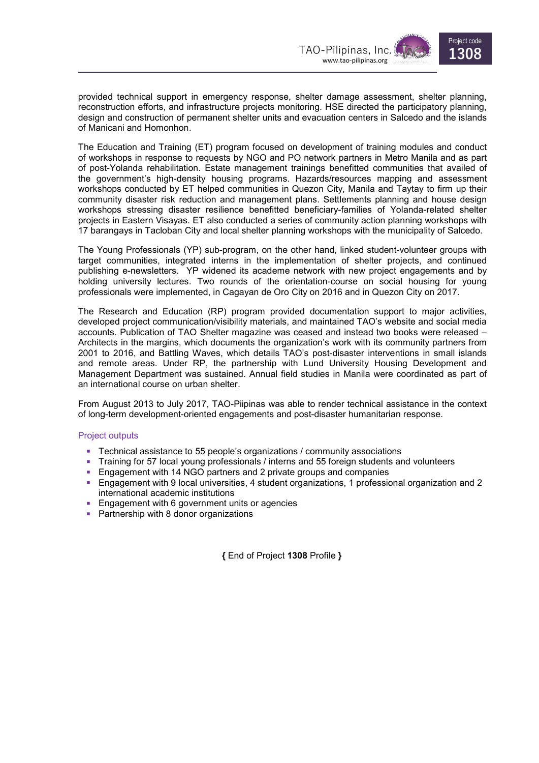provided technical support in emergency response, shelter damage assessment, shelter planning, reconstruction efforts, and infrastructure projects monitoring. HSE directed the participatory planning, design and construction of permanent shelter units and evacuation centers in Salcedo and the islands of Manicani and Homonhon.

The Education and Training (ET) program focused on development of training modules and conduct of workshops in response to requests by NGO and PO network partners in Metro Manila and as part of post-Yolanda rehabilitation. Estate management trainings benefitted communities that availed of the government's high-density housing programs. Hazards/resources mapping and assessment workshops conducted by ET helped communities in Quezon City, Manila and Taytay to firm up their community disaster risk reduction and management plans. Settlements planning and house design workshops stressing disaster resilience benefitted beneficiary-families of Yolanda-related shelter projects in Eastern Visayas. ET also conducted a series of community action planning workshops with 17 barangays in Tacloban City and local shelter planning workshops with the municipality of Salcedo.

The Young Professionals (YP) sub-program, on the other hand, linked student-volunteer groups with target communities, integrated interns in the implementation of shelter projects, and continued publishing e-newsletters. YP widened its academe network with new project engagements and by holding university lectures. Two rounds of the orientation-course on social housing for young professionals were implemented, in Cagayan de Oro City on 2016 and in Quezon City on 2017.

The Research and Education (RP) program provided documentation support to major activities, developed project communication/visibility materials, and maintained TAO's website and social media accounts. Publication of TAO Shelter magazine was ceased and instead two books were released – Architects in the margins, which documents the organization's work with its community partners from 2001 to 2016, and Battling Waves, which details TAO's post-disaster interventions in small islands and remote areas. Under RP, the partnership with Lund University Housing Development and Management Department was sustained. Annual field studies in Manila were coordinated as part of an international course on urban shelter.

From August 2013 to July 2017, TAO-Piipinas was able to render technical assistance in the context of long-term development-oriented engagements and post-disaster humanitarian response.

### Project outputs

- Technical assistance to 55 people's organizations / community associations
- Training for 57 local young professionals / interns and 55 foreign students and volunteers
- Engagement with 14 NGO partners and 2 private groups and companies
- Engagement with 9 local universities, 4 student organizations, 1 professional organization and 2 international academic institutions
- Engagement with 6 government units or agencies
- Partnership with 8 donor organizations

**{** End of Project **1308** Profile **}**